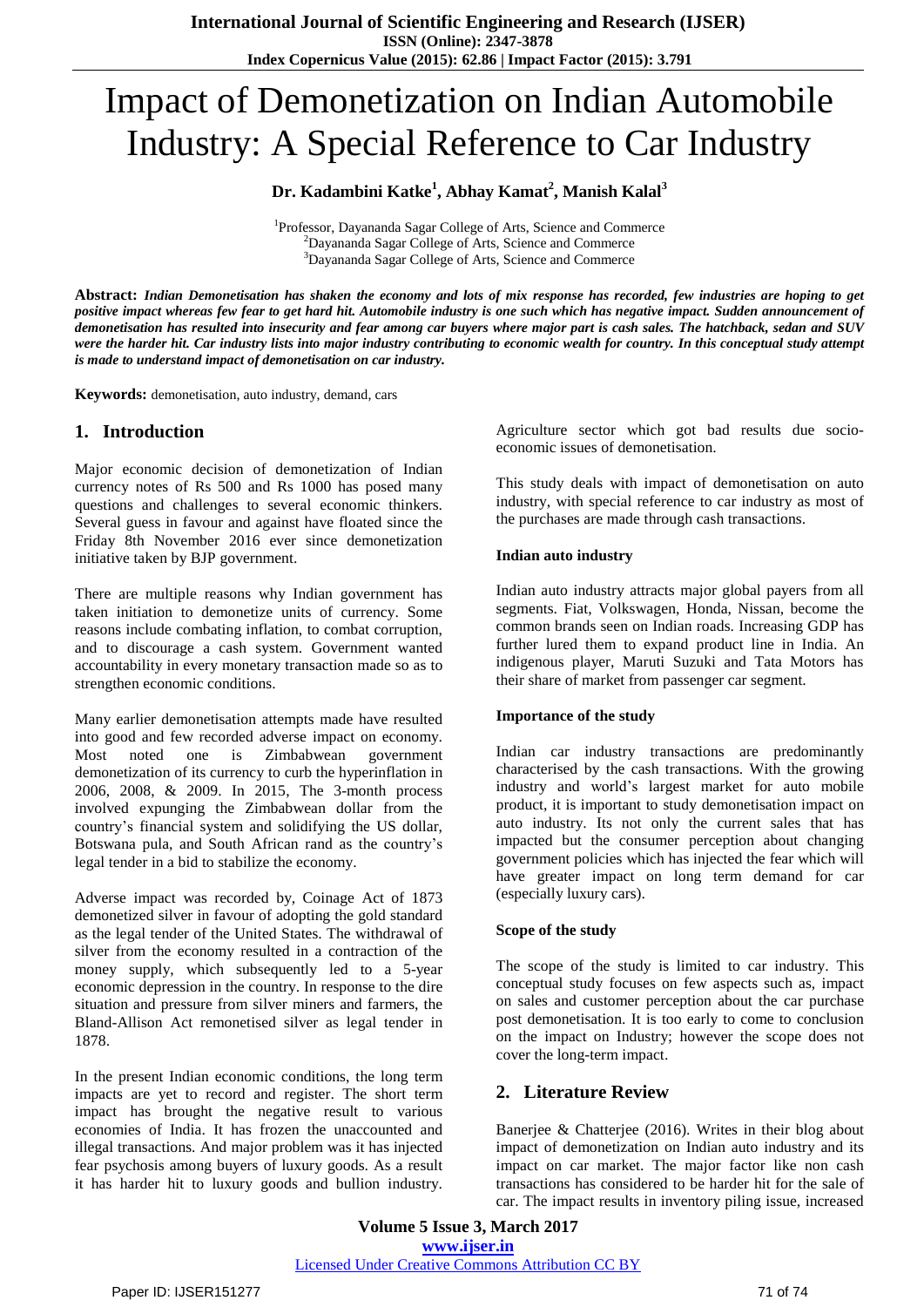# Impact of Demonetization on Indian Automobile Industry: A Special Reference to Car Industry

**Dr. Kadambini Katke[1], Abhay Kamat[2], Manish Kalal[3]**

[1]Professor, Dayananda Sagar College of Arts, Science and Commerce
[2]Dayananda Sagar College of Arts, Science and Commerce
[3]Dayananda Sagar College of Arts, Science and Commerce

**Abstract:** ***Indian Demonetisation has shaken the economy and lots of mix response has recorded, few industries are hoping to get positive impact whereas few fear to get hard hit. Automobile industry is one such which has negative impact. Sudden announcement of demonetisation has resulted into insecurity and fear among car buyers where major part is cash sales. The hatchback, sedan and SUV were the harder hit. Car industry lists into major industry contributing to economic wealth for country. In this conceptual study attempt is made to understand impact of demonetisation on car industry.***

**Keywords:** demonetisation, auto industry, demand, cars

## 1. Introduction

Major economic decision of demonetization of Indian currency notes of Rs 500 and Rs 1000 has posed many questions and challenges to several economic thinkers. Several guess in favour and against have floated since the Friday 8th November 2016 ever since demonetization initiative taken by BJP government.

There are multiple reasons why Indian government has taken initiation to demonetize units of currency. Some reasons include combating inflation, to combat corruption, and to discourage a cash system. Government wanted accountability in every monetary transaction made so as to strengthen economic conditions.

Many earlier demonetisation attempts made have resulted into good and few recorded adverse impact on economy. Most noted one is Zimbabwean government demonetization of its currency to curb the hyperinflation in 2006, 2008, & 2009. In 2015, The 3-month process involved expunging the Zimbabwean dollar from the country's financial system and solidifying the US dollar, Botswana pula, and South African rand as the country's legal tender in a bid to stabilize the economy.

Adverse impact was recorded by, Coinage Act of 1873 demonetized silver in favour of adopting the gold standard as the legal tender of the United States. The withdrawal of silver from the economy resulted in a contraction of the money supply, which subsequently led to a 5-year economic depression in the country. In response to the dire situation and pressure from silver miners and farmers, the Bland-Allison Act remonetised silver as legal tender in 1878.

In the present Indian economic conditions, the long term impacts are yet to record and register. The short term impact has brought the negative result to various economies of India. It has frozen the unaccounted and illegal transactions. And major problem was it has injected fear psychosis among buyers of luxury goods. As a result it has harder hit to luxury goods and bullion industry. Agriculture sector which got bad results due socio-economic issues of demonetisation.

This study deals with impact of demonetisation on auto industry, with special reference to car industry as most of the purchases are made through cash transactions.

#### Indian auto industry

Indian auto industry attracts major global payers from all segments. Fiat, Volkswagen, Honda, Nissan, become the common brands seen on Indian roads. Increasing GDP has further lured them to expand product line in India. An indigenous player, Maruti Suzuki and Tata Motors has their share of market from passenger car segment.

#### Importance of the study

Indian car industry transactions are predominantly characterised by the cash transactions. With the growing industry and world's largest market for auto mobile product, it is important to study demonetisation impact on auto industry. Its not only the current sales that has impacted but the consumer perception about changing government policies which has injected the fear which will have greater impact on long term demand for car (especially luxury cars).

#### Scope of the study

The scope of the study is limited to car industry. This conceptual study focuses on few aspects such as, impact on sales and customer perception about the car purchase post demonetisation. It is too early to come to conclusion on the impact on Industry; however the scope does not cover the long-term impact.

## 2. Literature Review

Banerjee & Chatterjee (2016). Writes in their blog about impact of demonetization on Indian auto industry and its impact on car market. The major factor like non cash transactions has considered to be harder hit for the sale of car. The impact results in inventory piling issue, increased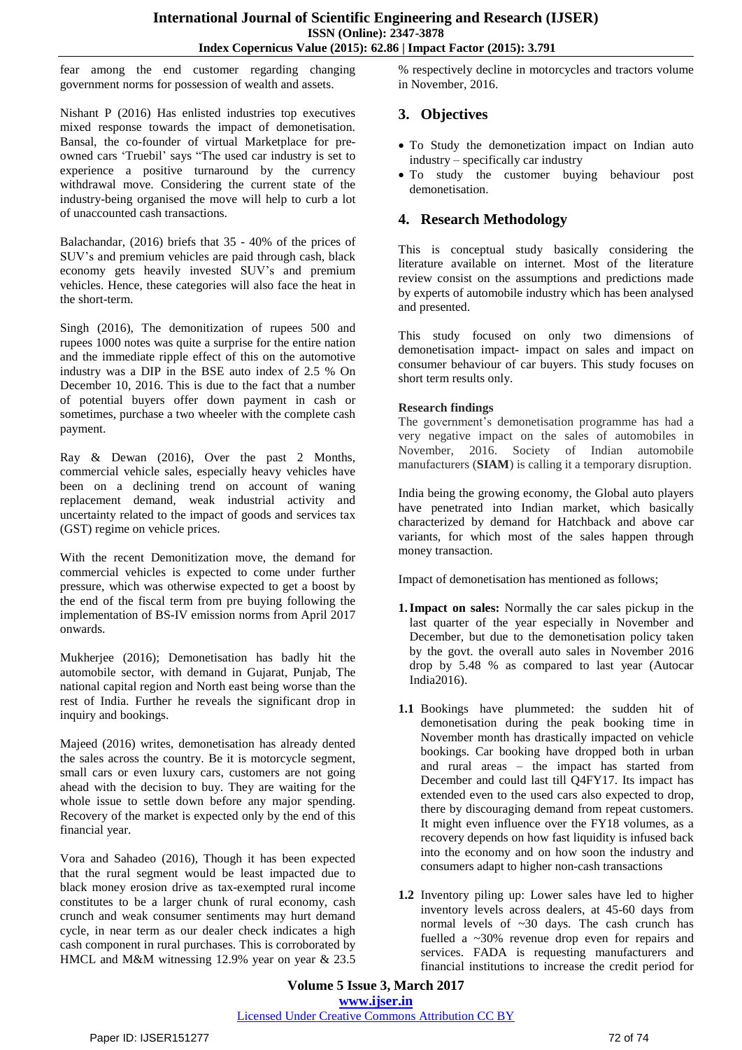fear among the end customer regarding changing government norms for possession of wealth and assets.

Nishant P (2016) Has enlisted industries top executives mixed response towards the impact of demonetisation. Bansal, the co-founder of virtual Marketplace for pre-owned cars 'Truebil' says "The used car industry is set to experience a positive turnaround by the currency withdrawal move. Considering the current state of the industry-being organised the move will help to curb a lot of unaccounted cash transactions.

Balachandar, (2016) briefs that 35 - 40% of the prices of SUV's and premium vehicles are paid through cash, black economy gets heavily invested SUV's and premium vehicles. Hence, these categories will also face the heat in the short-term.

Singh (2016), The demonitization of rupees 500 and rupees 1000 notes was quite a surprise for the entire nation and the immediate ripple effect of this on the automotive industry was a DIP in the BSE auto index of 2.5 % On December 10, 2016. This is due to the fact that a number of potential buyers offer down payment in cash or sometimes, purchase a two wheeler with the complete cash payment.

Ray & Dewan (2016), Over the past 2 Months, commercial vehicle sales, especially heavy vehicles have been on a declining trend on account of waning replacement demand, weak industrial activity and uncertainty related to the impact of goods and services tax (GST) regime on vehicle prices.

With the recent Demonitization move, the demand for commercial vehicles is expected to come under further pressure, which was otherwise expected to get a boost by the end of the fiscal term from pre buying following the implementation of BS-IV emission norms from April 2017 onwards.

Mukherjee (2016); Demonetisation has badly hit the automobile sector, with demand in Gujarat, Punjab, The national capital region and North east being worse than the rest of India. Further he reveals the significant drop in inquiry and bookings.

Majeed (2016) writes, demonetisation has already dented the sales across the country. Be it is motorcycle segment, small cars or even luxury cars, customers are not going ahead with the decision to buy. They are waiting for the whole issue to settle down before any major spending. Recovery of the market is expected only by the end of this financial year.

Vora and Sahadeo (2016), Though it has been expected that the rural segment would be least impacted due to black money erosion drive as tax-exempted rural income constitutes to be a larger chunk of rural economy, cash crunch and weak consumer sentiments may hurt demand cycle, in near term as our dealer check indicates a high cash component in rural purchases. This is corroborated by HMCL and M&M witnessing 12.9% year on year & 23.5 % respectively decline in motorcycles and tractors volume in November, 2016.

## 3. Objectives

- To Study the demonetization impact on Indian auto industry – specifically car industry
- To study the customer buying behaviour post demonetisation.

## 4. Research Methodology

This is conceptual study basically considering the literature available on internet. Most of the literature review consist on the assumptions and predictions made by experts of automobile industry which has been analysed and presented.

This study focused on only two dimensions of demonetisation impact- impact on sales and impact on consumer behaviour of car buyers. This study focuses on short term results only.

**Research findings**

The government's demonetisation programme has had a very negative impact on the sales of automobiles in November, 2016. Society of Indian automobile manufacturers (**SIAM**) is calling it a temporary disruption.

India being the growing economy, the Global auto players have penetrated into Indian market, which basically characterized by demand for Hatchback and above car variants, for which most of the sales happen through money transaction.

Impact of demonetisation has mentioned as follows;

**1. Impact on sales:** Normally the car sales pickup in the last quarter of the year especially in November and December, but due to the demonetisation policy taken by the govt. the overall auto sales in November 2016 drop by 5.48 % as compared to last year (Autocar India2016).

**1.1** Bookings have plummeted: the sudden hit of demonetisation during the peak booking time in November month has drastically impacted on vehicle bookings. Car booking have dropped both in urban and rural areas – the impact has started from December and could last till Q4FY17. Its impact has extended even to the used cars also expected to drop, there by discouraging demand from repeat customers. It might even influence over the FY18 volumes, as a recovery depends on how fast liquidity is infused back into the economy and on how soon the industry and consumers adapt to higher non-cash transactions

**1.2** Inventory piling up: Lower sales have led to higher inventory levels across dealers, at 45-60 days from normal levels of ~30 days. The cash crunch has fuelled a ~30% revenue drop even for repairs and services. FADA is requesting manufacturers and financial institutions to increase the credit period for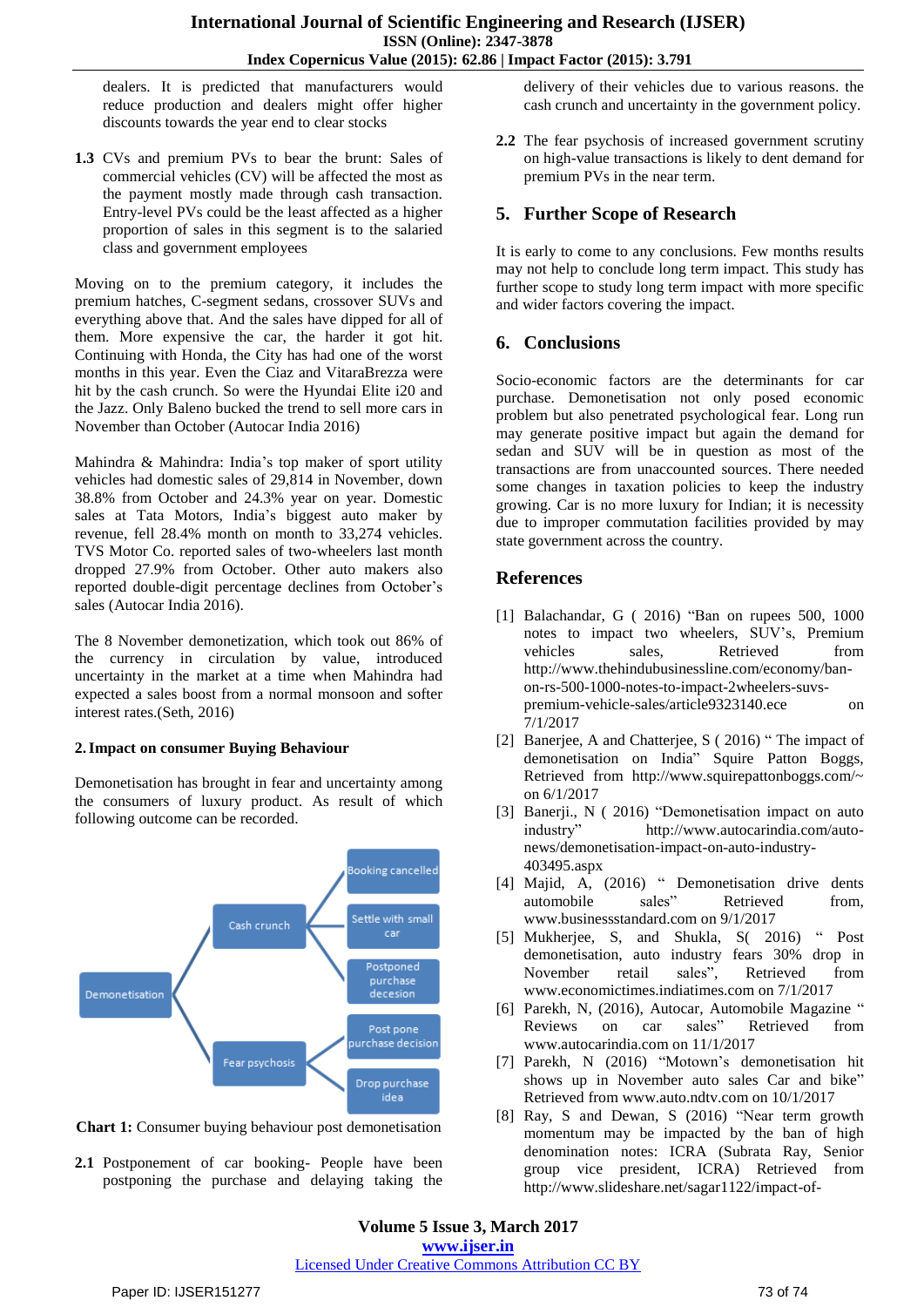dealers. It is predicted that manufacturers would reduce production and dealers might offer higher discounts towards the year end to clear stocks

**1.3** CVs and premium PVs to bear the brunt: Sales of commercial vehicles (CV) will be affected the most as the payment mostly made through cash transaction. Entry-level PVs could be the least affected as a higher proportion of sales in this segment is to the salaried class and government employees

Moving on to the premium category, it includes the premium hatches, C-segment sedans, crossover SUVs and everything above that. And the sales have dipped for all of them. More expensive the car, the harder it got hit. Continuing with Honda, the City has had one of the worst months in this year. Even the Ciaz and VitaraBrezza were hit by the cash crunch. So were the Hyundai Elite i20 and the Jazz. Only Baleno bucked the trend to sell more cars in November than October (Autocar India 2016)

Mahindra & Mahindra: India's top maker of sport utility vehicles had domestic sales of 29,814 in November, down 38.8% from October and 24.3% year on year. Domestic sales at Tata Motors, India's biggest auto maker by revenue, fell 28.4% month on month to 33,274 vehicles. TVS Motor Co. reported sales of two-wheelers last month dropped 27.9% from October. Other auto makers also reported double-digit percentage declines from October's sales (Autocar India 2016).

The 8 November demonetization, which took out 86% of the currency in circulation by value, introduced uncertainty in the market at a time when Mahindra had expected a sales boost from a normal monsoon and softer interest rates.(Seth, 2016)

### 2. Impact on consumer Buying Behaviour

Demonetisation has brought in fear and uncertainty among the consumers of luxury product. As result of which following outcome can be recorded.

- Demonetisation
  - Cash crunch
    - Booking cancelled
    - Settle with small car
    - Postponed purchase decension
  - Fear psychosis
    - Post pone purchase decision
    - Drop purchase idea

**Chart 1:** Consumer buying behaviour post demonetisation

**2.1** Postponement of car booking- People have been postponing the purchase and delaying taking the delivery of their vehicles due to various reasons. the cash crunch and uncertainty in the government policy.

**2.2** The fear psychosis of increased government scrutiny on high-value transactions is likely to dent demand for premium PVs in the near term.

## 5. Further Scope of Research

It is early to come to any conclusions. Few months results may not help to conclude long term impact. This study has further scope to study long term impact with more specific and wider factors covering the impact.

## 6. Conclusions

Socio-economic factors are the determinants for car purchase. Demonetisation not only posed economic problem but also penetrated psychological fear. Long run may generate positive impact but again the demand for sedan and SUV will be in question as most of the transactions are from unaccounted sources. There needed some changes in taxation policies to keep the industry growing. Car is no more luxury for Indian; it is necessity due to improper commutation facilities provided by may state government across the country.

## References

[1] Balachandar, G ( 2016) "Ban on rupees 500, 1000 notes to impact two wheelers, SUV's, Premium vehicles sales, Retrieved from http://www.thehindubusinessline.com/economy/ban-on-rs-500-1000-notes-to-impact-2wheelers-suvs-premium-vehicle-sales/article9323140.ece on 7/1/2017

[2] Banerjee, A and Chatterjee, S ( 2016) " The impact of demonetisation on India" Squire Patton Boggs, Retrieved from http://www.squirepattonboggs.com/~ on 6/1/2017

[3] Banerji., N ( 2016) "Demonetisation impact on auto industry" http://www.autocarindia.com/auto-news/demonetisation-impact-on-auto-industry-403495.aspx

[4] Majid, A, (2016) " Demonetisation drive dents automobile sales" Retrieved from, www.businessstandard.com on 9/1/2017

[5] Mukherjee, S, and Shukla, S( 2016) " Post demonetisation, auto industry fears 30% drop in November retail sales", Retrieved from www.economictimes.indiatimes.com on 7/1/2017

[6] Parekh, N, (2016), Autocar, Automobile Magazine " Reviews on car sales" Retrieved from www.autocarindia.com on 11/1/2017

[7] Parekh, N (2016) "Motown's demonetisation hit shows up in November auto sales Car and bike" Retrieved from www.auto.ndtv.com on 10/1/2017

[8] Ray, S and Dewan, S (2016) "Near term growth momentum may be impacted by the ban of high denomination notes: ICRA (Subrata Ray, Senior group vice president, ICRA) Retrieved from http://www.slideshare.net/sagar1122/impact-of-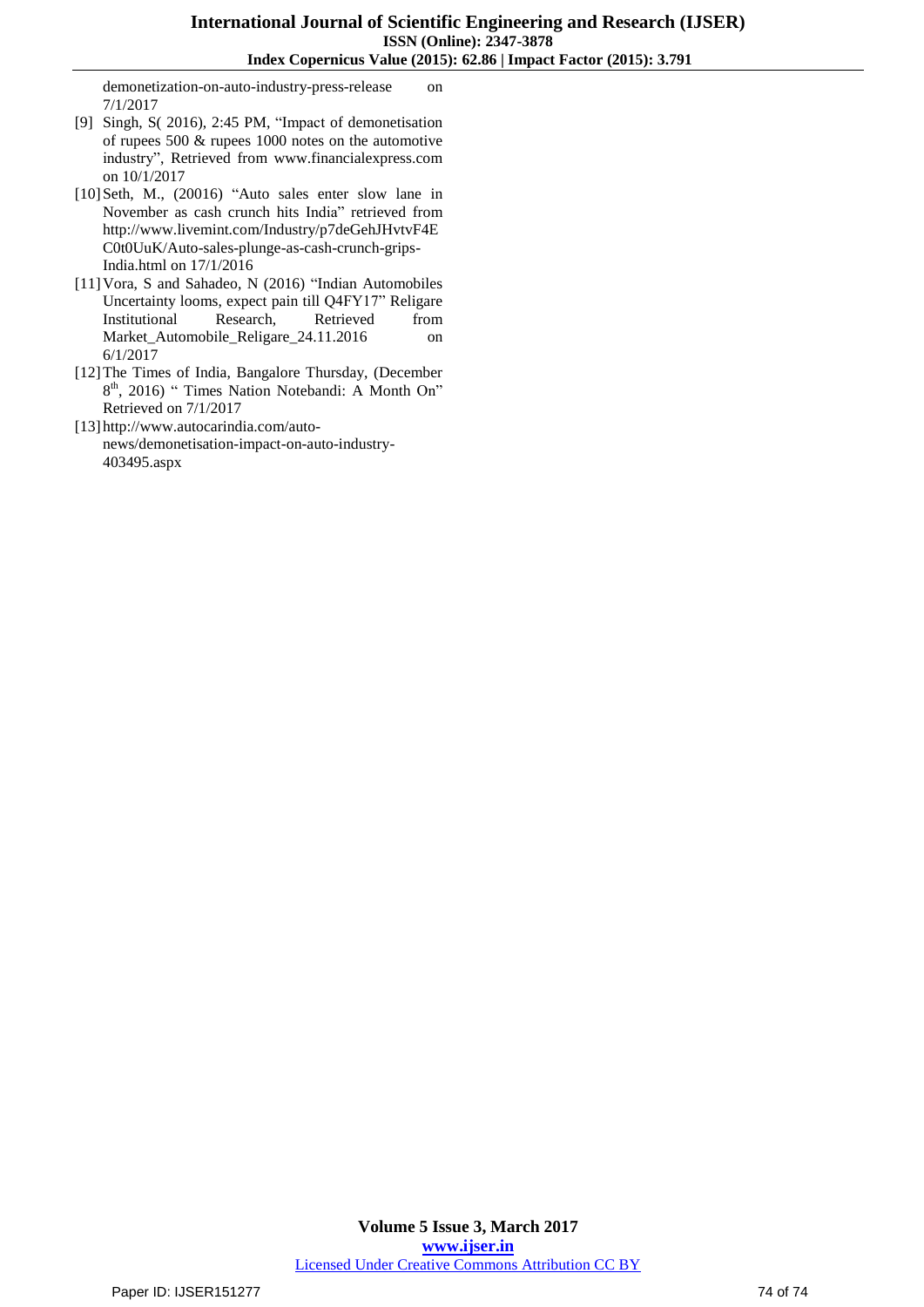demonetization-on-auto-industry-press-release on 7/1/2017

[9] Singh, S( 2016), 2:45 PM, "Impact of demonetisation of rupees 500 & rupees 1000 notes on the automotive industry", Retrieved from www.financialexpress.com on 10/1/2017

[10] Seth, M., (20016) "Auto sales enter slow lane in November as cash crunch hits India" retrieved from http://www.livemint.com/Industry/p7deGehJHvtvF4EC0t0UuK/Auto-sales-plunge-as-cash-crunch-grips-India.html on 17/1/2016

[11] Vora, S and Sahadeo, N (2016) "Indian Automobiles Uncertainty looms, expect pain till Q4FY17" Religare Institutional Research, Retrieved from Market_Automobile_Religare_24.11.2016 on 6/1/2017

[12] The Times of India, Bangalore Thursday, (December 8th, 2016) " Times Nation Notebandi: A Month On" Retrieved on 7/1/2017

[13] http://www.autocarindia.com/auto-news/demonetisation-impact-on-auto-industry-403495.aspx